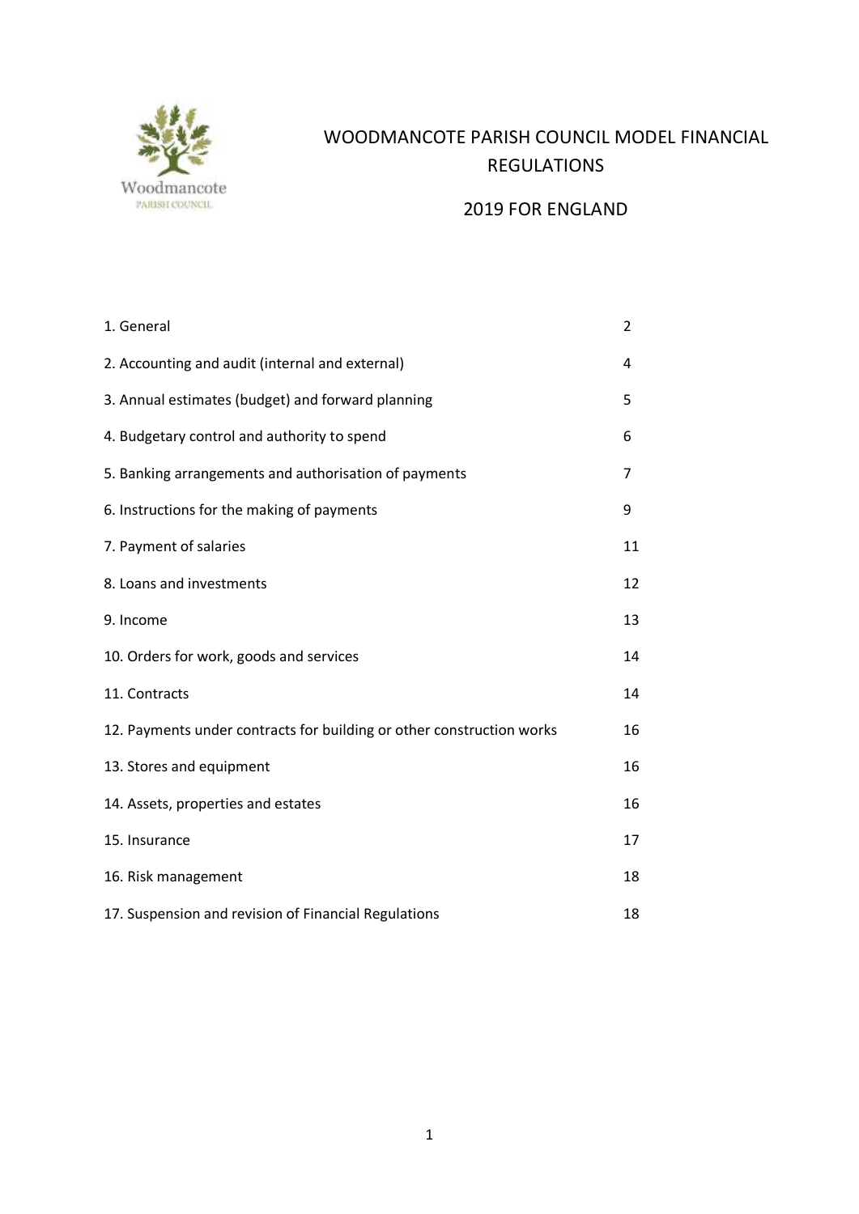Woodmancote
PARISH COUNCIL

# WOODMANCOTE PARISH COUNCIL MODEL FINANCIAL REGULATIONS

## 2019 FOR ENGLAND

| | |
|---|---|
| 1. General | 2 |
| 2. Accounting and audit (internal and external) | 4 |
| 3. Annual estimates (budget) and forward planning | 5 |
| 4. Budgetary control and authority to spend | 6 |
| 5. Banking arrangements and authorisation of payments | 7 |
| 6. Instructions for the making of payments | 9 |
| 7. Payment of salaries | 11 |
| 8. Loans and investments | 12 |
| 9. Income | 13 |
| 10. Orders for work, goods and services | 14 |
| 11. Contracts | 14 |
| 12. Payments under contracts for building or other construction works | 16 |
| 13. Stores and equipment | 16 |
| 14. Assets, properties and estates | 16 |
| 15. Insurance | 17 |
| 16. Risk management | 18 |
| 17. Suspension and revision of Financial Regulations | 18 |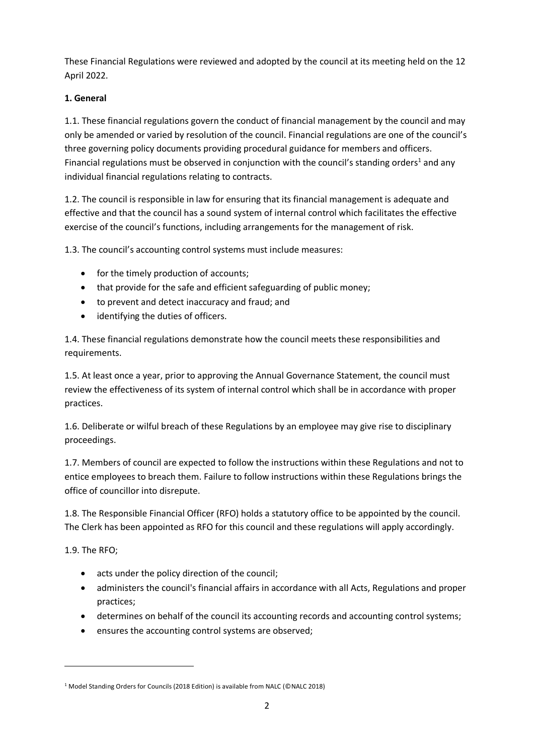These Financial Regulations were reviewed and adopted by the council at its meeting held on the 12 April 2022.

**1. General**

1.1. These financial regulations govern the conduct of financial management by the council and may only be amended or varied by resolution of the council. Financial regulations are one of the council's three governing policy documents providing procedural guidance for members and officers. Financial regulations must be observed in conjunction with the council's standing orders[1] and any individual financial regulations relating to contracts.

1.2. The council is responsible in law for ensuring that its financial management is adequate and effective and that the council has a sound system of internal control which facilitates the effective exercise of the council's functions, including arrangements for the management of risk.

1.3. The council's accounting control systems must include measures:

- for the timely production of accounts;
- that provide for the safe and efficient safeguarding of public money;
- to prevent and detect inaccuracy and fraud; and
- identifying the duties of officers.

1.4. These financial regulations demonstrate how the council meets these responsibilities and requirements.

1.5. At least once a year, prior to approving the Annual Governance Statement, the council must review the effectiveness of its system of internal control which shall be in accordance with proper practices.

1.6. Deliberate or wilful breach of these Regulations by an employee may give rise to disciplinary proceedings.

1.7. Members of council are expected to follow the instructions within these Regulations and not to entice employees to breach them. Failure to follow instructions within these Regulations brings the office of councillor into disrepute.

1.8. The Responsible Financial Officer (RFO) holds a statutory office to be appointed by the council. The Clerk has been appointed as RFO for this council and these regulations will apply accordingly.

1.9. The RFO;

- acts under the policy direction of the council;
- administers the council's financial affairs in accordance with all Acts, Regulations and proper practices;
- determines on behalf of the council its accounting records and accounting control systems;
- ensures the accounting control systems are observed;

[1] Model Standing Orders for Councils (2018 Edition) is available from NALC (©NALC 2018)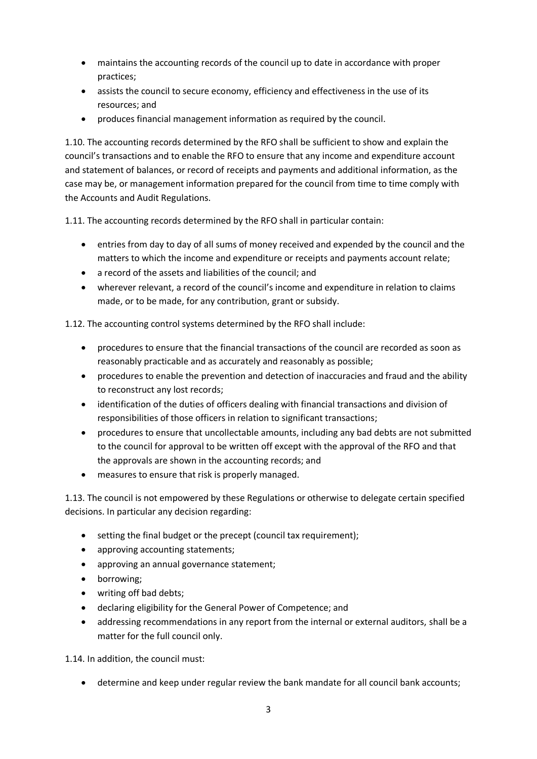- maintains the accounting records of the council up to date in accordance with proper practices;
- assists the council to secure economy, efficiency and effectiveness in the use of its resources; and
- produces financial management information as required by the council.

1.10. The accounting records determined by the RFO shall be sufficient to show and explain the council's transactions and to enable the RFO to ensure that any income and expenditure account and statement of balances, or record of receipts and payments and additional information, as the case may be, or management information prepared for the council from time to time comply with the Accounts and Audit Regulations.

1.11. The accounting records determined by the RFO shall in particular contain:

- entries from day to day of all sums of money received and expended by the council and the matters to which the income and expenditure or receipts and payments account relate;
- a record of the assets and liabilities of the council; and
- wherever relevant, a record of the council's income and expenditure in relation to claims made, or to be made, for any contribution, grant or subsidy.

1.12. The accounting control systems determined by the RFO shall include:

- procedures to ensure that the financial transactions of the council are recorded as soon as reasonably practicable and as accurately and reasonably as possible;
- procedures to enable the prevention and detection of inaccuracies and fraud and the ability to reconstruct any lost records;
- identification of the duties of officers dealing with financial transactions and division of responsibilities of those officers in relation to significant transactions;
- procedures to ensure that uncollectable amounts, including any bad debts are not submitted to the council for approval to be written off except with the approval of the RFO and that the approvals are shown in the accounting records; and
- measures to ensure that risk is properly managed.

1.13. The council is not empowered by these Regulations or otherwise to delegate certain specified decisions. In particular any decision regarding:

- setting the final budget or the precept (council tax requirement);
- approving accounting statements;
- approving an annual governance statement;
- borrowing;
- writing off bad debts;
- declaring eligibility for the General Power of Competence; and
- addressing recommendations in any report from the internal or external auditors, shall be a matter for the full council only.

1.14. In addition, the council must:

- determine and keep under regular review the bank mandate for all council bank accounts;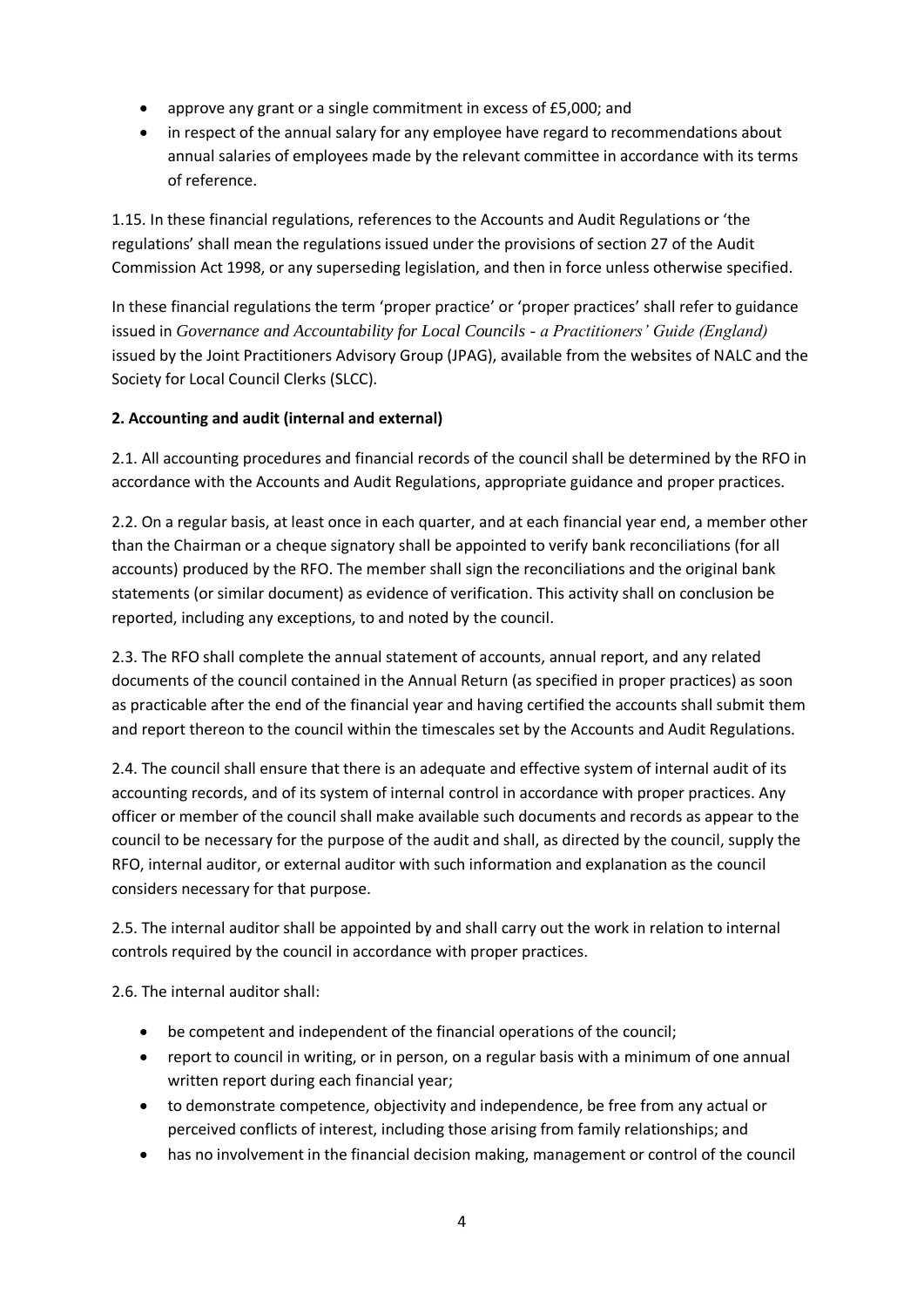- approve any grant or a single commitment in excess of £5,000; and
- in respect of the annual salary for any employee have regard to recommendations about annual salaries of employees made by the relevant committee in accordance with its terms of reference.

1.15. In these financial regulations, references to the Accounts and Audit Regulations or 'the regulations' shall mean the regulations issued under the provisions of section 27 of the Audit Commission Act 1998, or any superseding legislation, and then in force unless otherwise specified.

In these financial regulations the term 'proper practice' or 'proper practices' shall refer to guidance issued in *Governance and Accountability for Local Councils - a Practitioners' Guide (England)* issued by the Joint Practitioners Advisory Group (JPAG), available from the websites of NALC and the Society for Local Council Clerks (SLCC).

**2. Accounting and audit (internal and external)**

2.1. All accounting procedures and financial records of the council shall be determined by the RFO in accordance with the Accounts and Audit Regulations, appropriate guidance and proper practices.

2.2. On a regular basis, at least once in each quarter, and at each financial year end, a member other than the Chairman or a cheque signatory shall be appointed to verify bank reconciliations (for all accounts) produced by the RFO. The member shall sign the reconciliations and the original bank statements (or similar document) as evidence of verification. This activity shall on conclusion be reported, including any exceptions, to and noted by the council.

2.3. The RFO shall complete the annual statement of accounts, annual report, and any related documents of the council contained in the Annual Return (as specified in proper practices) as soon as practicable after the end of the financial year and having certified the accounts shall submit them and report thereon to the council within the timescales set by the Accounts and Audit Regulations.

2.4. The council shall ensure that there is an adequate and effective system of internal audit of its accounting records, and of its system of internal control in accordance with proper practices. Any officer or member of the council shall make available such documents and records as appear to the council to be necessary for the purpose of the audit and shall, as directed by the council, supply the RFO, internal auditor, or external auditor with such information and explanation as the council considers necessary for that purpose.

2.5. The internal auditor shall be appointed by and shall carry out the work in relation to internal controls required by the council in accordance with proper practices.

2.6. The internal auditor shall:

- be competent and independent of the financial operations of the council;
- report to council in writing, or in person, on a regular basis with a minimum of one annual written report during each financial year;
- to demonstrate competence, objectivity and independence, be free from any actual or perceived conflicts of interest, including those arising from family relationships; and
- has no involvement in the financial decision making, management or control of the council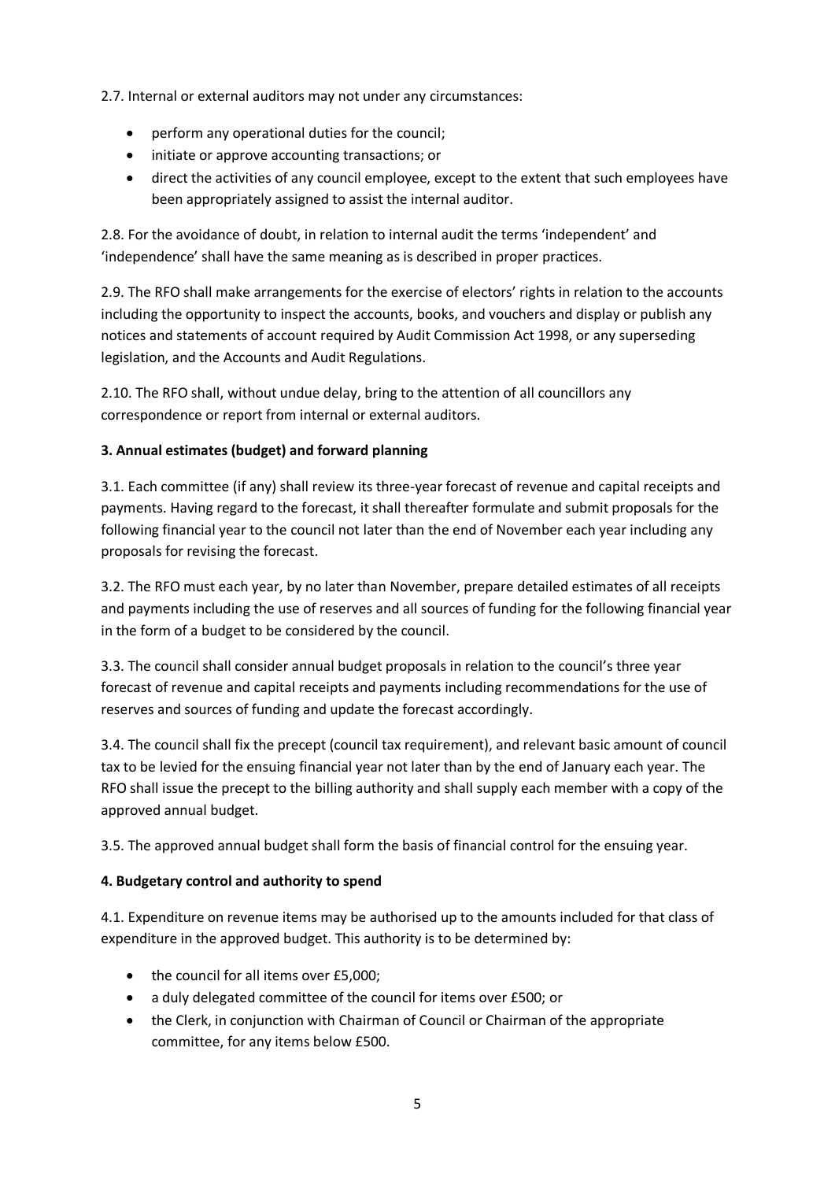2.7. Internal or external auditors may not under any circumstances:

- perform any operational duties for the council;
- initiate or approve accounting transactions; or
- direct the activities of any council employee, except to the extent that such employees have been appropriately assigned to assist the internal auditor.

2.8. For the avoidance of doubt, in relation to internal audit the terms 'independent' and 'independence' shall have the same meaning as is described in proper practices.

2.9. The RFO shall make arrangements for the exercise of electors' rights in relation to the accounts including the opportunity to inspect the accounts, books, and vouchers and display or publish any notices and statements of account required by Audit Commission Act 1998, or any superseding legislation, and the Accounts and Audit Regulations.

2.10. The RFO shall, without undue delay, bring to the attention of all councillors any correspondence or report from internal or external auditors.

**3. Annual estimates (budget) and forward planning**

3.1. Each committee (if any) shall review its three-year forecast of revenue and capital receipts and payments. Having regard to the forecast, it shall thereafter formulate and submit proposals for the following financial year to the council not later than the end of November each year including any proposals for revising the forecast.

3.2. The RFO must each year, by no later than November, prepare detailed estimates of all receipts and payments including the use of reserves and all sources of funding for the following financial year in the form of a budget to be considered by the council.

3.3. The council shall consider annual budget proposals in relation to the council's three year forecast of revenue and capital receipts and payments including recommendations for the use of reserves and sources of funding and update the forecast accordingly.

3.4. The council shall fix the precept (council tax requirement), and relevant basic amount of council tax to be levied for the ensuing financial year not later than by the end of January each year. The RFO shall issue the precept to the billing authority and shall supply each member with a copy of the approved annual budget.

3.5. The approved annual budget shall form the basis of financial control for the ensuing year.

**4. Budgetary control and authority to spend**

4.1. Expenditure on revenue items may be authorised up to the amounts included for that class of expenditure in the approved budget. This authority is to be determined by:

- the council for all items over £5,000;
- a duly delegated committee of the council for items over £500; or
- the Clerk, in conjunction with Chairman of Council or Chairman of the appropriate committee, for any items below £500.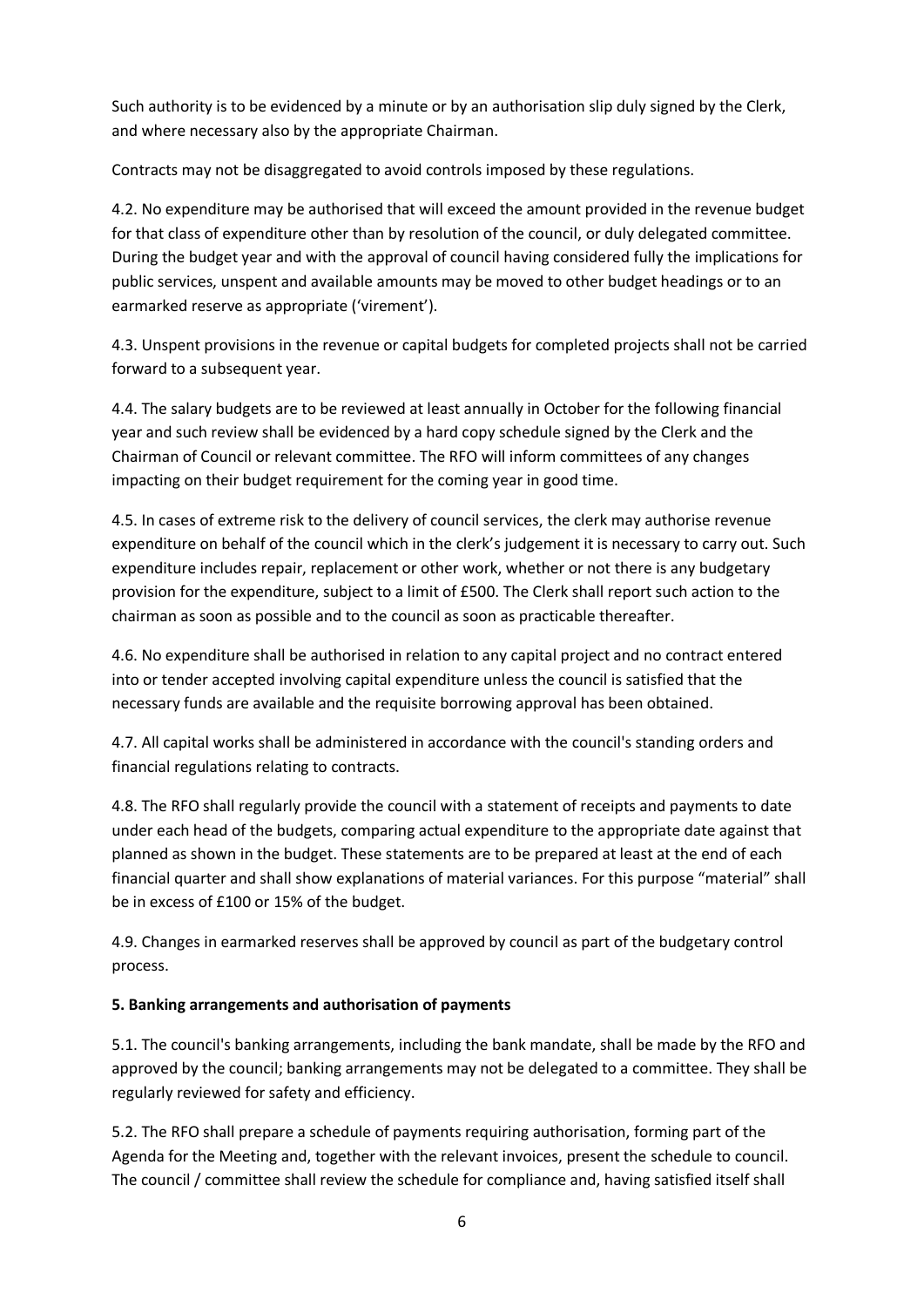Such authority is to be evidenced by a minute or by an authorisation slip duly signed by the Clerk, and where necessary also by the appropriate Chairman.

Contracts may not be disaggregated to avoid controls imposed by these regulations.

4.2. No expenditure may be authorised that will exceed the amount provided in the revenue budget for that class of expenditure other than by resolution of the council, or duly delegated committee. During the budget year and with the approval of council having considered fully the implications for public services, unspent and available amounts may be moved to other budget headings or to an earmarked reserve as appropriate ('virement').

4.3. Unspent provisions in the revenue or capital budgets for completed projects shall not be carried forward to a subsequent year.

4.4. The salary budgets are to be reviewed at least annually in October for the following financial year and such review shall be evidenced by a hard copy schedule signed by the Clerk and the Chairman of Council or relevant committee. The RFO will inform committees of any changes impacting on their budget requirement for the coming year in good time.

4.5. In cases of extreme risk to the delivery of council services, the clerk may authorise revenue expenditure on behalf of the council which in the clerk's judgement it is necessary to carry out. Such expenditure includes repair, replacement or other work, whether or not there is any budgetary provision for the expenditure, subject to a limit of £500. The Clerk shall report such action to the chairman as soon as possible and to the council as soon as practicable thereafter.

4.6. No expenditure shall be authorised in relation to any capital project and no contract entered into or tender accepted involving capital expenditure unless the council is satisfied that the necessary funds are available and the requisite borrowing approval has been obtained.

4.7. All capital works shall be administered in accordance with the council's standing orders and financial regulations relating to contracts.

4.8. The RFO shall regularly provide the council with a statement of receipts and payments to date under each head of the budgets, comparing actual expenditure to the appropriate date against that planned as shown in the budget. These statements are to be prepared at least at the end of each financial quarter and shall show explanations of material variances. For this purpose "material" shall be in excess of £100 or 15% of the budget.

4.9. Changes in earmarked reserves shall be approved by council as part of the budgetary control process.

**5. Banking arrangements and authorisation of payments**

5.1. The council's banking arrangements, including the bank mandate, shall be made by the RFO and approved by the council; banking arrangements may not be delegated to a committee. They shall be regularly reviewed for safety and efficiency.

5.2. The RFO shall prepare a schedule of payments requiring authorisation, forming part of the Agenda for the Meeting and, together with the relevant invoices, present the schedule to council. The council / committee shall review the schedule for compliance and, having satisfied itself shall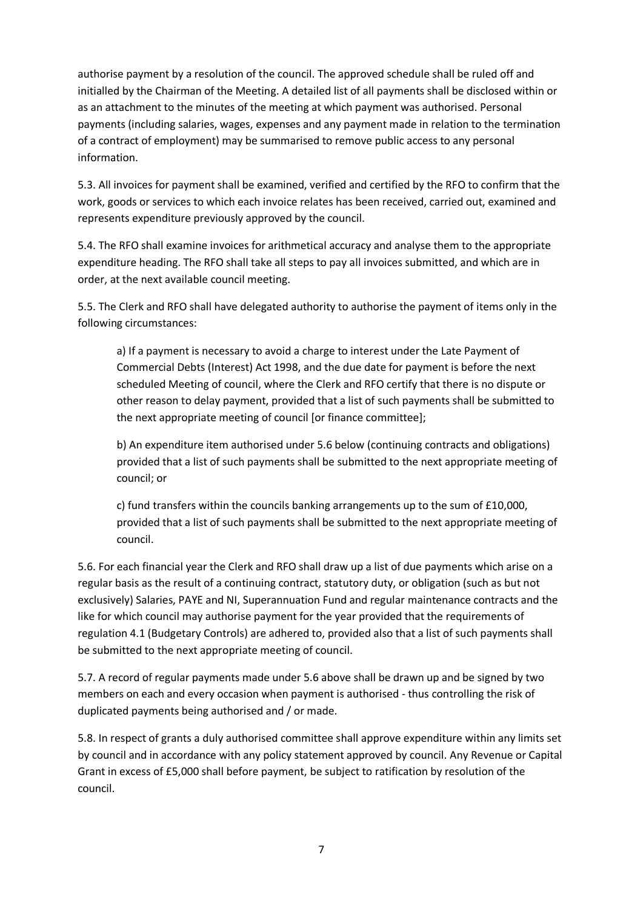authorise payment by a resolution of the council. The approved schedule shall be ruled off and initialled by the Chairman of the Meeting. A detailed list of all payments shall be disclosed within or as an attachment to the minutes of the meeting at which payment was authorised. Personal payments (including salaries, wages, expenses and any payment made in relation to the termination of a contract of employment) may be summarised to remove public access to any personal information.

5.3. All invoices for payment shall be examined, verified and certified by the RFO to confirm that the work, goods or services to which each invoice relates has been received, carried out, examined and represents expenditure previously approved by the council.

5.4. The RFO shall examine invoices for arithmetical accuracy and analyse them to the appropriate expenditure heading. The RFO shall take all steps to pay all invoices submitted, and which are in order, at the next available council meeting.

5.5. The Clerk and RFO shall have delegated authority to authorise the payment of items only in the following circumstances:

> a) If a payment is necessary to avoid a charge to interest under the Late Payment of Commercial Debts (Interest) Act 1998, and the due date for payment is before the next scheduled Meeting of council, where the Clerk and RFO certify that there is no dispute or other reason to delay payment, provided that a list of such payments shall be submitted to the next appropriate meeting of council [or finance committee];
>
> b) An expenditure item authorised under 5.6 below (continuing contracts and obligations) provided that a list of such payments shall be submitted to the next appropriate meeting of council; or
>
> c) fund transfers within the councils banking arrangements up to the sum of £10,000, provided that a list of such payments shall be submitted to the next appropriate meeting of council.

5.6. For each financial year the Clerk and RFO shall draw up a list of due payments which arise on a regular basis as the result of a continuing contract, statutory duty, or obligation (such as but not exclusively) Salaries, PAYE and NI, Superannuation Fund and regular maintenance contracts and the like for which council may authorise payment for the year provided that the requirements of regulation 4.1 (Budgetary Controls) are adhered to, provided also that a list of such payments shall be submitted to the next appropriate meeting of council.

5.7. A record of regular payments made under 5.6 above shall be drawn up and be signed by two members on each and every occasion when payment is authorised - thus controlling the risk of duplicated payments being authorised and / or made.

5.8. In respect of grants a duly authorised committee shall approve expenditure within any limits set by council and in accordance with any policy statement approved by council. Any Revenue or Capital Grant in excess of £5,000 shall before payment, be subject to ratification by resolution of the council.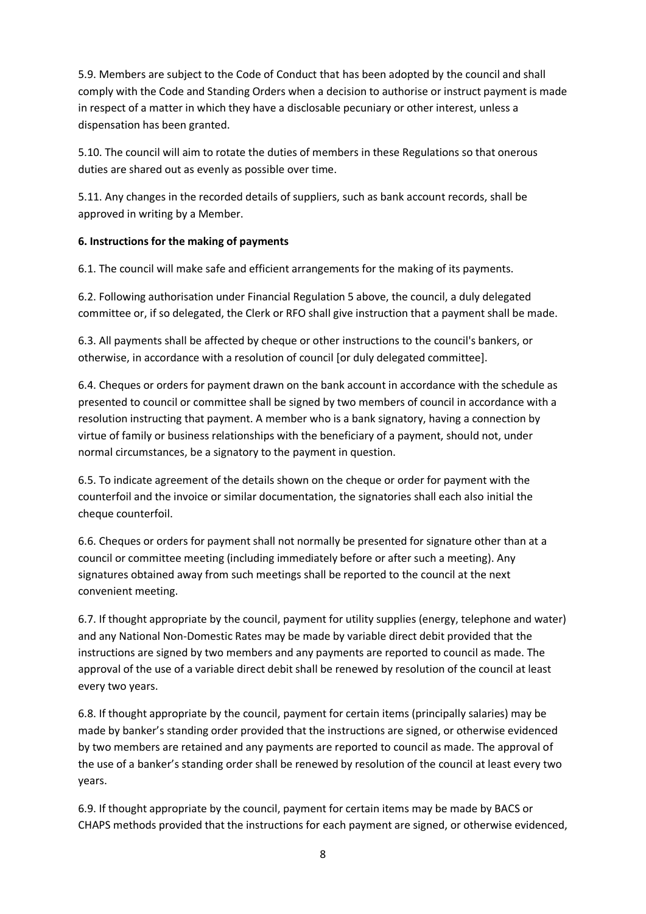5.9. Members are subject to the Code of Conduct that has been adopted by the council and shall comply with the Code and Standing Orders when a decision to authorise or instruct payment is made in respect of a matter in which they have a disclosable pecuniary or other interest, unless a dispensation has been granted.

5.10. The council will aim to rotate the duties of members in these Regulations so that onerous duties are shared out as evenly as possible over time.

5.11. Any changes in the recorded details of suppliers, such as bank account records, shall be approved in writing by a Member.

**6. Instructions for the making of payments**

6.1. The council will make safe and efficient arrangements for the making of its payments.

6.2. Following authorisation under Financial Regulation 5 above, the council, a duly delegated committee or, if so delegated, the Clerk or RFO shall give instruction that a payment shall be made.

6.3. All payments shall be affected by cheque or other instructions to the council's bankers, or otherwise, in accordance with a resolution of council [or duly delegated committee].

6.4. Cheques or orders for payment drawn on the bank account in accordance with the schedule as presented to council or committee shall be signed by two members of council in accordance with a resolution instructing that payment. A member who is a bank signatory, having a connection by virtue of family or business relationships with the beneficiary of a payment, should not, under normal circumstances, be a signatory to the payment in question.

6.5. To indicate agreement of the details shown on the cheque or order for payment with the counterfoil and the invoice or similar documentation, the signatories shall each also initial the cheque counterfoil.

6.6. Cheques or orders for payment shall not normally be presented for signature other than at a council or committee meeting (including immediately before or after such a meeting). Any signatures obtained away from such meetings shall be reported to the council at the next convenient meeting.

6.7. If thought appropriate by the council, payment for utility supplies (energy, telephone and water) and any National Non-Domestic Rates may be made by variable direct debit provided that the instructions are signed by two members and any payments are reported to council as made. The approval of the use of a variable direct debit shall be renewed by resolution of the council at least every two years.

6.8. If thought appropriate by the council, payment for certain items (principally salaries) may be made by banker's standing order provided that the instructions are signed, or otherwise evidenced by two members are retained and any payments are reported to council as made. The approval of the use of a banker's standing order shall be renewed by resolution of the council at least every two years.

6.9. If thought appropriate by the council, payment for certain items may be made by BACS or CHAPS methods provided that the instructions for each payment are signed, or otherwise evidenced,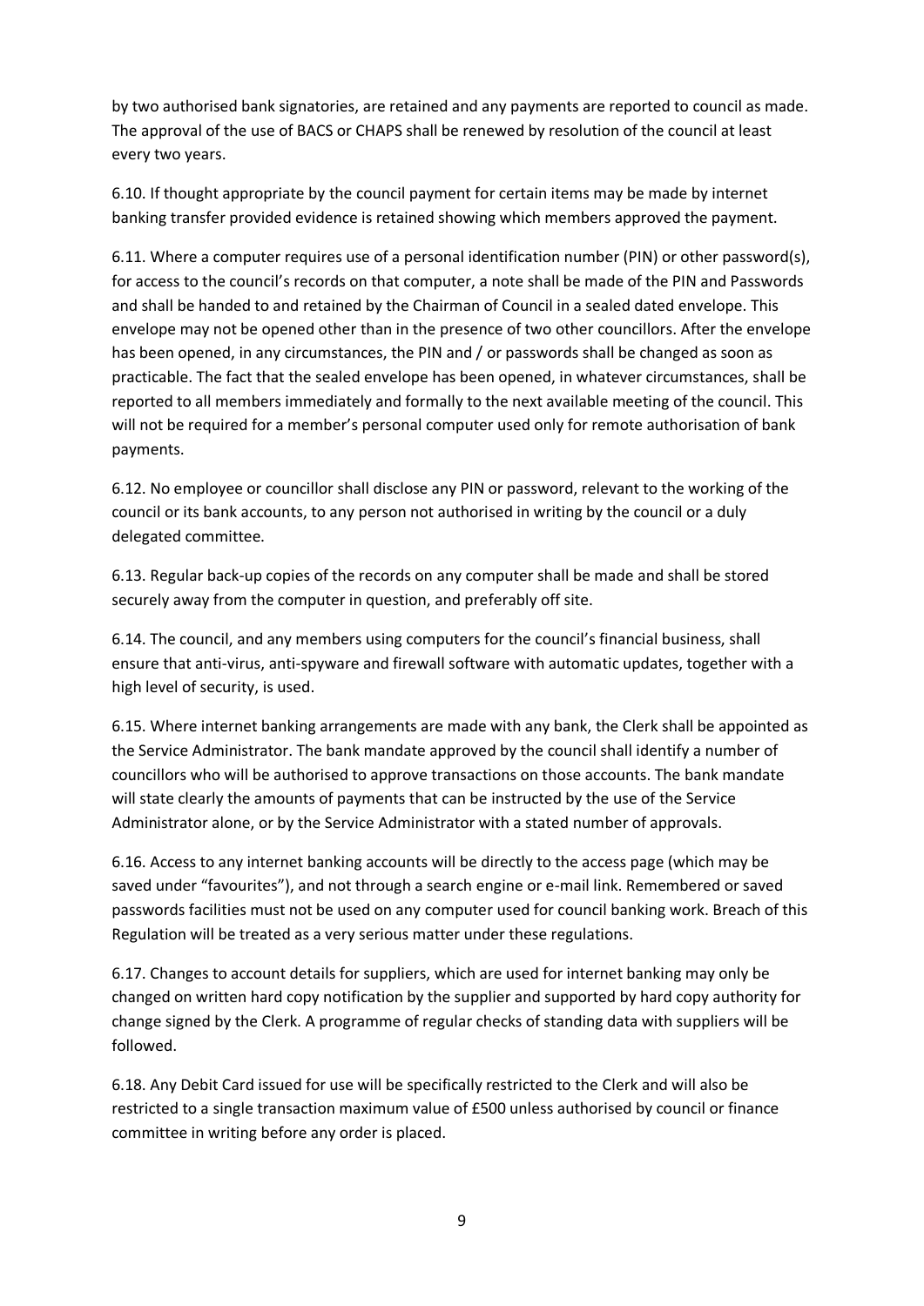by two authorised bank signatories, are retained and any payments are reported to council as made. The approval of the use of BACS or CHAPS shall be renewed by resolution of the council at least every two years.

6.10. If thought appropriate by the council payment for certain items may be made by internet banking transfer provided evidence is retained showing which members approved the payment.

6.11. Where a computer requires use of a personal identification number (PIN) or other password(s), for access to the council's records on that computer, a note shall be made of the PIN and Passwords and shall be handed to and retained by the Chairman of Council in a sealed dated envelope. This envelope may not be opened other than in the presence of two other councillors. After the envelope has been opened, in any circumstances, the PIN and / or passwords shall be changed as soon as practicable. The fact that the sealed envelope has been opened, in whatever circumstances, shall be reported to all members immediately and formally to the next available meeting of the council. This will not be required for a member's personal computer used only for remote authorisation of bank payments.

6.12. No employee or councillor shall disclose any PIN or password, relevant to the working of the council or its bank accounts, to any person not authorised in writing by the council or a duly delegated committee.

6.13. Regular back-up copies of the records on any computer shall be made and shall be stored securely away from the computer in question, and preferably off site.

6.14. The council, and any members using computers for the council's financial business, shall ensure that anti-virus, anti-spyware and firewall software with automatic updates, together with a high level of security, is used.

6.15. Where internet banking arrangements are made with any bank, the Clerk shall be appointed as the Service Administrator. The bank mandate approved by the council shall identify a number of councillors who will be authorised to approve transactions on those accounts. The bank mandate will state clearly the amounts of payments that can be instructed by the use of the Service Administrator alone, or by the Service Administrator with a stated number of approvals.

6.16. Access to any internet banking accounts will be directly to the access page (which may be saved under "favourites"), and not through a search engine or e-mail link. Remembered or saved passwords facilities must not be used on any computer used for council banking work. Breach of this Regulation will be treated as a very serious matter under these regulations.

6.17. Changes to account details for suppliers, which are used for internet banking may only be changed on written hard copy notification by the supplier and supported by hard copy authority for change signed by the Clerk. A programme of regular checks of standing data with suppliers will be followed.

6.18. Any Debit Card issued for use will be specifically restricted to the Clerk and will also be restricted to a single transaction maximum value of £500 unless authorised by council or finance committee in writing before any order is placed.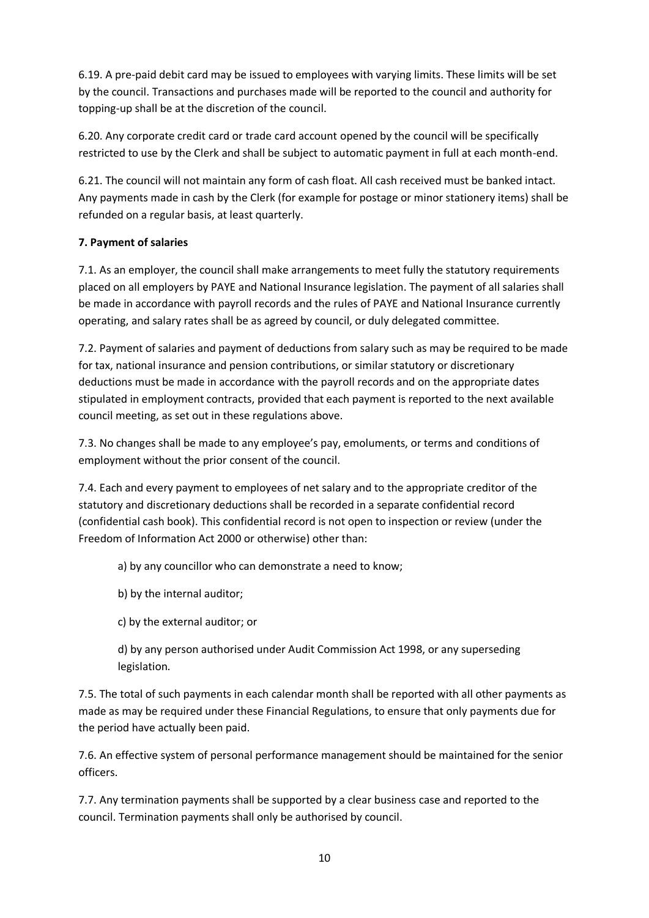6.19. A pre-paid debit card may be issued to employees with varying limits. These limits will be set by the council. Transactions and purchases made will be reported to the council and authority for topping-up shall be at the discretion of the council.

6.20. Any corporate credit card or trade card account opened by the council will be specifically restricted to use by the Clerk and shall be subject to automatic payment in full at each month-end.

6.21. The council will not maintain any form of cash float. All cash received must be banked intact. Any payments made in cash by the Clerk (for example for postage or minor stationery items) shall be refunded on a regular basis, at least quarterly.

**7. Payment of salaries**

7.1. As an employer, the council shall make arrangements to meet fully the statutory requirements placed on all employers by PAYE and National Insurance legislation. The payment of all salaries shall be made in accordance with payroll records and the rules of PAYE and National Insurance currently operating, and salary rates shall be as agreed by council, or duly delegated committee.

7.2. Payment of salaries and payment of deductions from salary such as may be required to be made for tax, national insurance and pension contributions, or similar statutory or discretionary deductions must be made in accordance with the payroll records and on the appropriate dates stipulated in employment contracts, provided that each payment is reported to the next available council meeting, as set out in these regulations above.

7.3. No changes shall be made to any employee's pay, emoluments, or terms and conditions of employment without the prior consent of the council.

7.4. Each and every payment to employees of net salary and to the appropriate creditor of the statutory and discretionary deductions shall be recorded in a separate confidential record (confidential cash book). This confidential record is not open to inspection or review (under the Freedom of Information Act 2000 or otherwise) other than:

a) by any councillor who can demonstrate a need to know;

b) by the internal auditor;

c) by the external auditor; or

d) by any person authorised under Audit Commission Act 1998, or any superseding legislation.

7.5. The total of such payments in each calendar month shall be reported with all other payments as made as may be required under these Financial Regulations, to ensure that only payments due for the period have actually been paid.

7.6. An effective system of personal performance management should be maintained for the senior officers.

7.7. Any termination payments shall be supported by a clear business case and reported to the council. Termination payments shall only be authorised by council.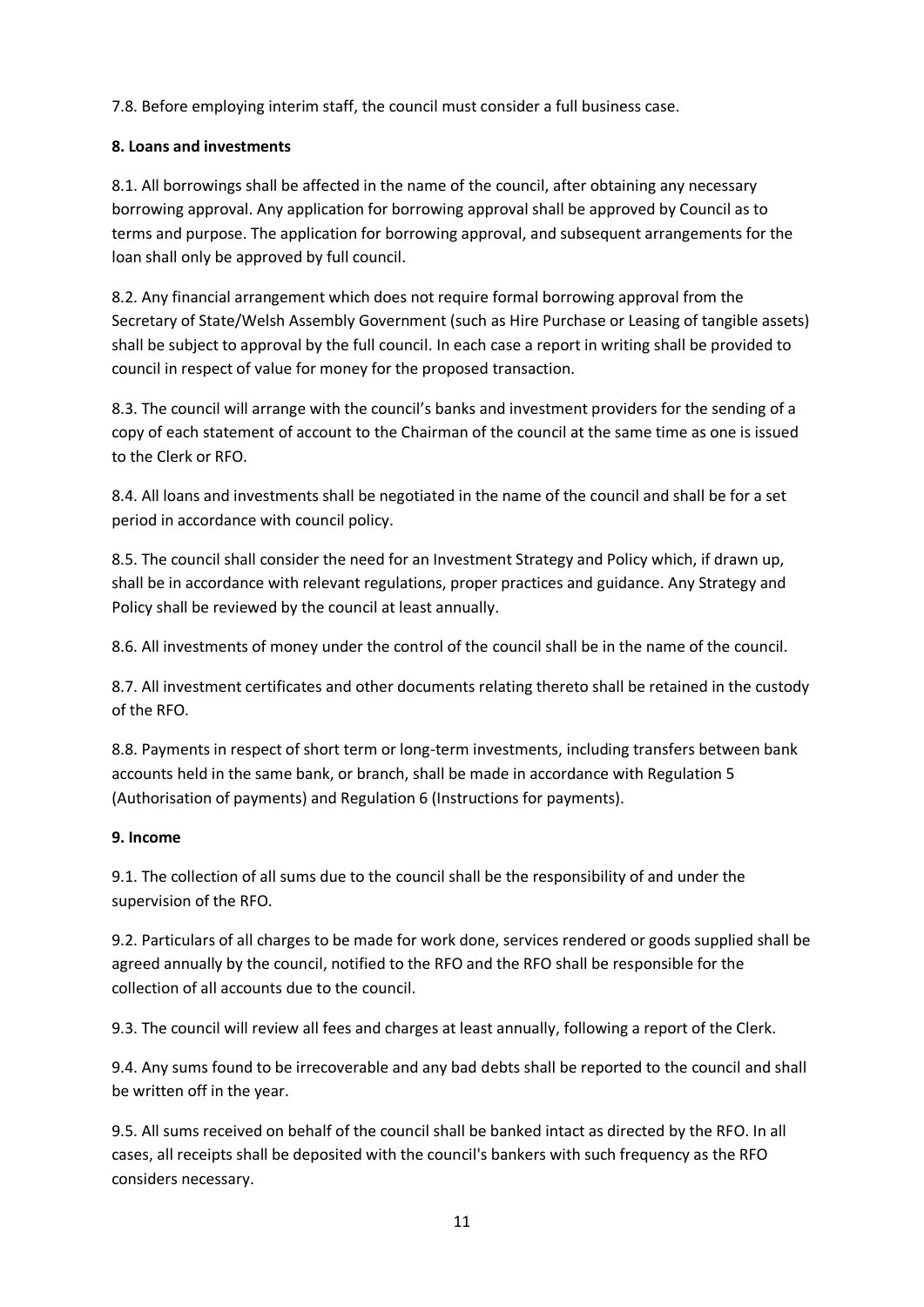7.8. Before employing interim staff, the council must consider a full business case.

**8. Loans and investments**

8.1. All borrowings shall be affected in the name of the council, after obtaining any necessary borrowing approval. Any application for borrowing approval shall be approved by Council as to terms and purpose. The application for borrowing approval, and subsequent arrangements for the loan shall only be approved by full council.

8.2. Any financial arrangement which does not require formal borrowing approval from the Secretary of State/Welsh Assembly Government (such as Hire Purchase or Leasing of tangible assets) shall be subject to approval by the full council. In each case a report in writing shall be provided to council in respect of value for money for the proposed transaction.

8.3. The council will arrange with the council's banks and investment providers for the sending of a copy of each statement of account to the Chairman of the council at the same time as one is issued to the Clerk or RFO.

8.4. All loans and investments shall be negotiated in the name of the council and shall be for a set period in accordance with council policy.

8.5. The council shall consider the need for an Investment Strategy and Policy which, if drawn up, shall be in accordance with relevant regulations, proper practices and guidance. Any Strategy and Policy shall be reviewed by the council at least annually.

8.6. All investments of money under the control of the council shall be in the name of the council.

8.7. All investment certificates and other documents relating thereto shall be retained in the custody of the RFO.

8.8. Payments in respect of short term or long-term investments, including transfers between bank accounts held in the same bank, or branch, shall be made in accordance with Regulation 5 (Authorisation of payments) and Regulation 6 (Instructions for payments).

**9. Income**

9.1. The collection of all sums due to the council shall be the responsibility of and under the supervision of the RFO.

9.2. Particulars of all charges to be made for work done, services rendered or goods supplied shall be agreed annually by the council, notified to the RFO and the RFO shall be responsible for the collection of all accounts due to the council.

9.3. The council will review all fees and charges at least annually, following a report of the Clerk.

9.4. Any sums found to be irrecoverable and any bad debts shall be reported to the council and shall be written off in the year.

9.5. All sums received on behalf of the council shall be banked intact as directed by the RFO. In all cases, all receipts shall be deposited with the council's bankers with such frequency as the RFO considers necessary.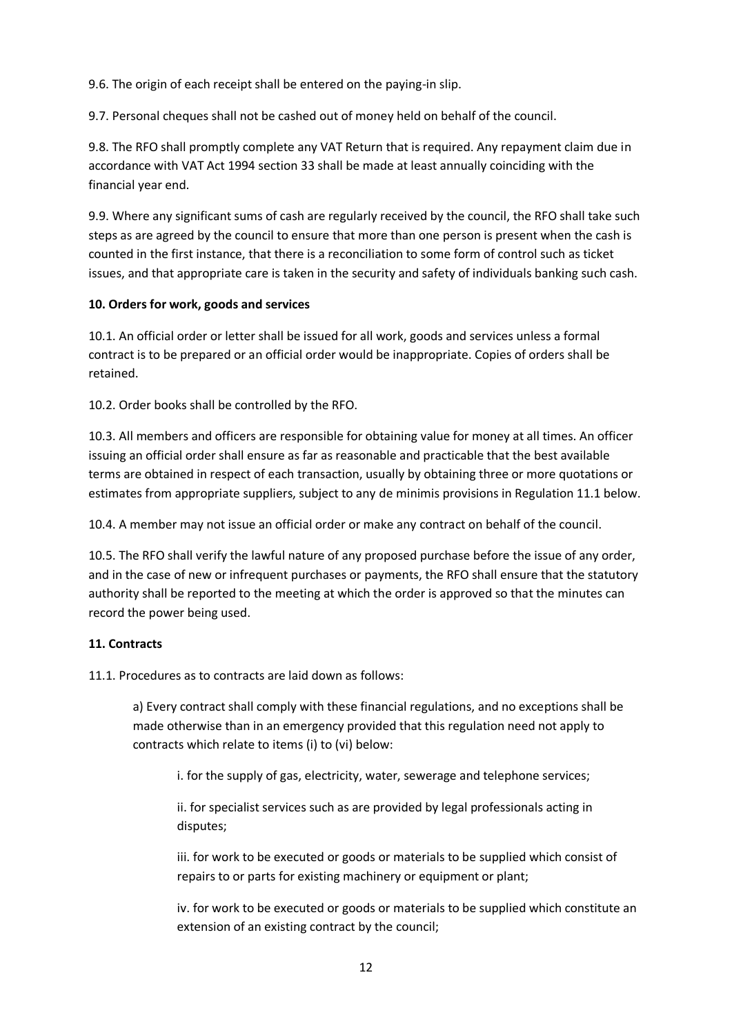9.6. The origin of each receipt shall be entered on the paying-in slip.

9.7. Personal cheques shall not be cashed out of money held on behalf of the council.

9.8. The RFO shall promptly complete any VAT Return that is required. Any repayment claim due in accordance with VAT Act 1994 section 33 shall be made at least annually coinciding with the financial year end.

9.9. Where any significant sums of cash are regularly received by the council, the RFO shall take such steps as are agreed by the council to ensure that more than one person is present when the cash is counted in the first instance, that there is a reconciliation to some form of control such as ticket issues, and that appropriate care is taken in the security and safety of individuals banking such cash.

**10. Orders for work, goods and services**

10.1. An official order or letter shall be issued for all work, goods and services unless a formal contract is to be prepared or an official order would be inappropriate. Copies of orders shall be retained.

10.2. Order books shall be controlled by the RFO.

10.3. All members and officers are responsible for obtaining value for money at all times. An officer issuing an official order shall ensure as far as reasonable and practicable that the best available terms are obtained in respect of each transaction, usually by obtaining three or more quotations or estimates from appropriate suppliers, subject to any de minimis provisions in Regulation 11.1 below.

10.4. A member may not issue an official order or make any contract on behalf of the council.

10.5. The RFO shall verify the lawful nature of any proposed purchase before the issue of any order, and in the case of new or infrequent purchases or payments, the RFO shall ensure that the statutory authority shall be reported to the meeting at which the order is approved so that the minutes can record the power being used.

**11. Contracts**

11.1. Procedures as to contracts are laid down as follows:

> a) Every contract shall comply with these financial regulations, and no exceptions shall be made otherwise than in an emergency provided that this regulation need not apply to contracts which relate to items (i) to (vi) below:
>
> > i. for the supply of gas, electricity, water, sewerage and telephone services;
> >
> > ii. for specialist services such as are provided by legal professionals acting in disputes;
> >
> > iii. for work to be executed or goods or materials to be supplied which consist of repairs to or parts for existing machinery or equipment or plant;
> >
> > iv. for work to be executed or goods or materials to be supplied which constitute an extension of an existing contract by the council;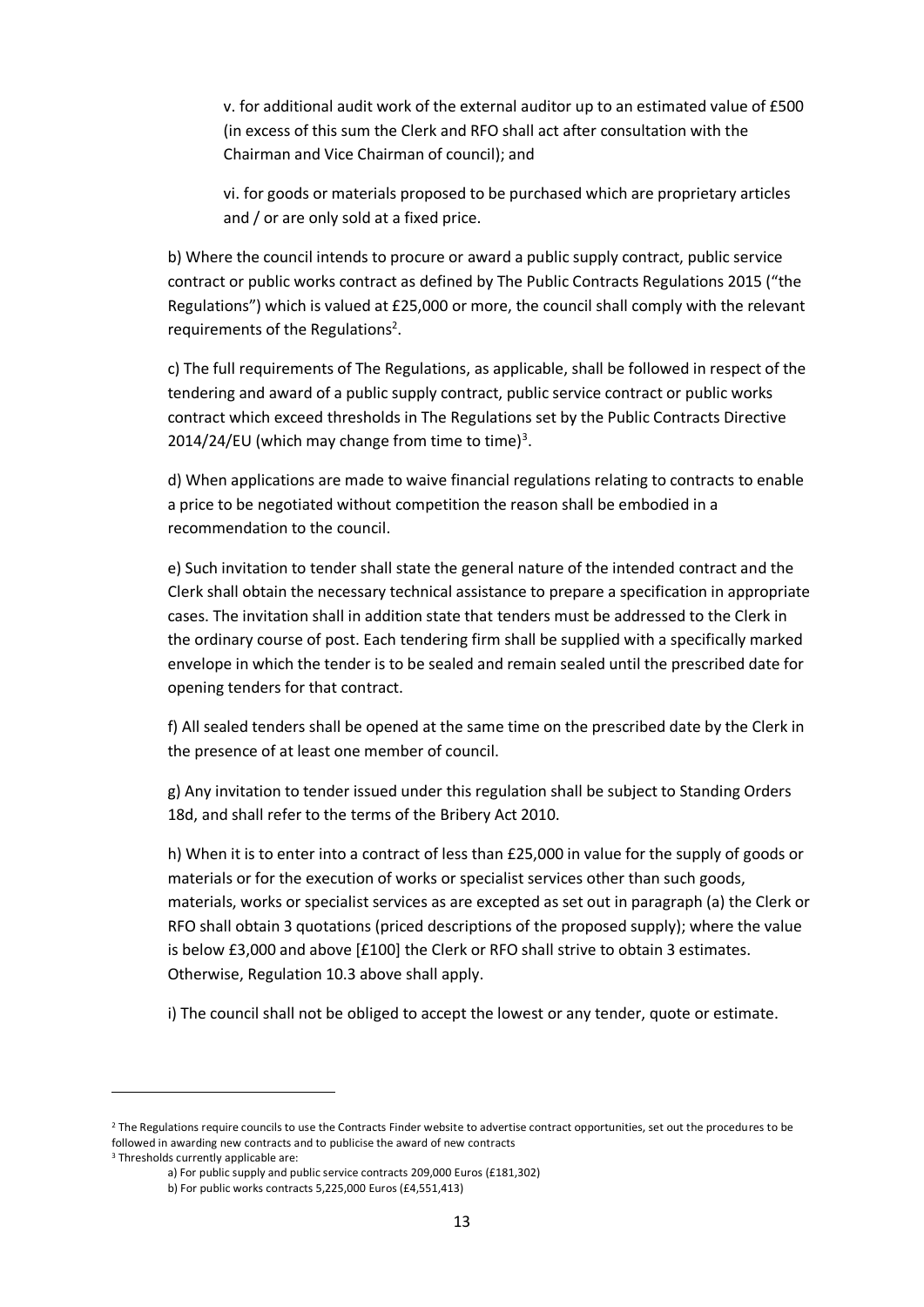v. for additional audit work of the external auditor up to an estimated value of £500 (in excess of this sum the Clerk and RFO shall act after consultation with the Chairman and Vice Chairman of council); and

vi. for goods or materials proposed to be purchased which are proprietary articles and / or are only sold at a fixed price.

b) Where the council intends to procure or award a public supply contract, public service contract or public works contract as defined by The Public Contracts Regulations 2015 ("the Regulations") which is valued at £25,000 or more, the council shall comply with the relevant requirements of the Regulations[2].

c) The full requirements of The Regulations, as applicable, shall be followed in respect of the tendering and award of a public supply contract, public service contract or public works contract which exceed thresholds in The Regulations set by the Public Contracts Directive 2014/24/EU (which may change from time to time)[3].

d) When applications are made to waive financial regulations relating to contracts to enable a price to be negotiated without competition the reason shall be embodied in a recommendation to the council.

e) Such invitation to tender shall state the general nature of the intended contract and the Clerk shall obtain the necessary technical assistance to prepare a specification in appropriate cases. The invitation shall in addition state that tenders must be addressed to the Clerk in the ordinary course of post. Each tendering firm shall be supplied with a specifically marked envelope in which the tender is to be sealed and remain sealed until the prescribed date for opening tenders for that contract.

f) All sealed tenders shall be opened at the same time on the prescribed date by the Clerk in the presence of at least one member of council.

g) Any invitation to tender issued under this regulation shall be subject to Standing Orders 18d, and shall refer to the terms of the Bribery Act 2010.

h) When it is to enter into a contract of less than £25,000 in value for the supply of goods or materials or for the execution of works or specialist services other than such goods, materials, works or specialist services as are excepted as set out in paragraph (a) the Clerk or RFO shall obtain 3 quotations (priced descriptions of the proposed supply); where the value is below £3,000 and above [£100] the Clerk or RFO shall strive to obtain 3 estimates. Otherwise, Regulation 10.3 above shall apply.

i) The council shall not be obliged to accept the lowest or any tender, quote or estimate.

---

[2] The Regulations require councils to use the Contracts Finder website to advertise contract opportunities, set out the procedures to be followed in awarding new contracts and to publicise the award of new contracts

[3] Thresholds currently applicable are:

a) For public supply and public service contracts 209,000 Euros (£181,302)

b) For public works contracts 5,225,000 Euros (£4,551,413)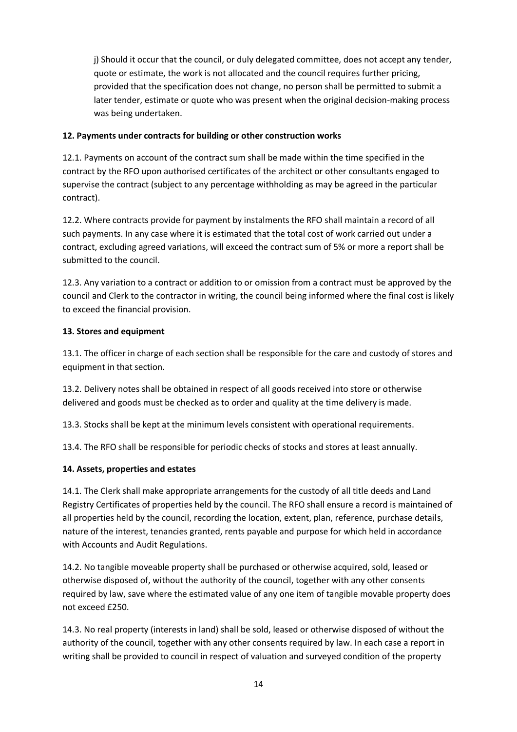j) Should it occur that the council, or duly delegated committee, does not accept any tender, quote or estimate, the work is not allocated and the council requires further pricing, provided that the specification does not change, no person shall be permitted to submit a later tender, estimate or quote who was present when the original decision-making process was being undertaken.

**12. Payments under contracts for building or other construction works**

12.1. Payments on account of the contract sum shall be made within the time specified in the contract by the RFO upon authorised certificates of the architect or other consultants engaged to supervise the contract (subject to any percentage withholding as may be agreed in the particular contract).

12.2. Where contracts provide for payment by instalments the RFO shall maintain a record of all such payments. In any case where it is estimated that the total cost of work carried out under a contract, excluding agreed variations, will exceed the contract sum of 5% or more a report shall be submitted to the council.

12.3. Any variation to a contract or addition to or omission from a contract must be approved by the council and Clerk to the contractor in writing, the council being informed where the final cost is likely to exceed the financial provision.

**13. Stores and equipment**

13.1. The officer in charge of each section shall be responsible for the care and custody of stores and equipment in that section.

13.2. Delivery notes shall be obtained in respect of all goods received into store or otherwise delivered and goods must be checked as to order and quality at the time delivery is made.

13.3. Stocks shall be kept at the minimum levels consistent with operational requirements.

13.4. The RFO shall be responsible for periodic checks of stocks and stores at least annually.

**14. Assets, properties and estates**

14.1. The Clerk shall make appropriate arrangements for the custody of all title deeds and Land Registry Certificates of properties held by the council. The RFO shall ensure a record is maintained of all properties held by the council, recording the location, extent, plan, reference, purchase details, nature of the interest, tenancies granted, rents payable and purpose for which held in accordance with Accounts and Audit Regulations.

14.2. No tangible moveable property shall be purchased or otherwise acquired, sold, leased or otherwise disposed of, without the authority of the council, together with any other consents required by law, save where the estimated value of any one item of tangible movable property does not exceed £250.

14.3. No real property (interests in land) shall be sold, leased or otherwise disposed of without the authority of the council, together with any other consents required by law. In each case a report in writing shall be provided to council in respect of valuation and surveyed condition of the property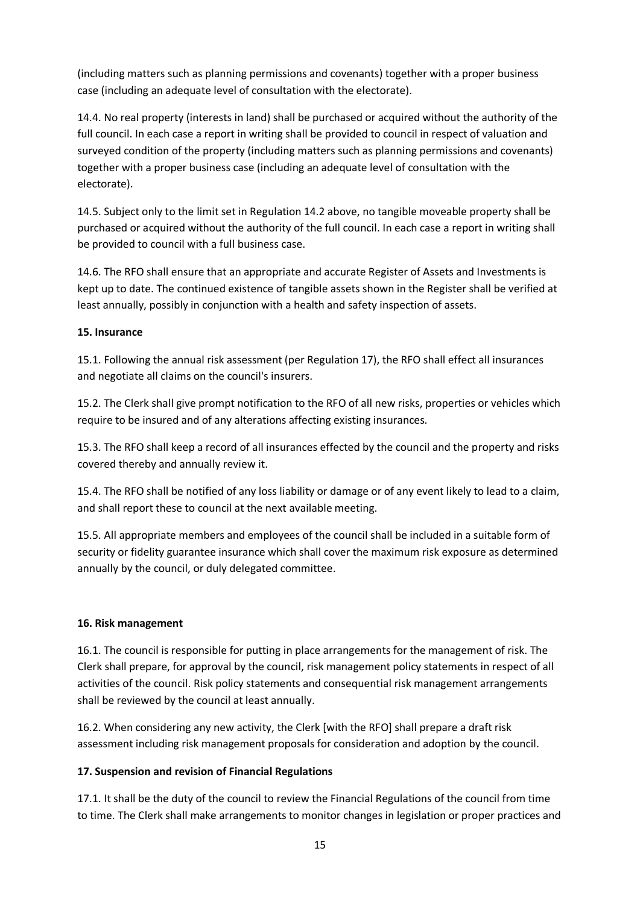(including matters such as planning permissions and covenants) together with a proper business case (including an adequate level of consultation with the electorate).

14.4. No real property (interests in land) shall be purchased or acquired without the authority of the full council. In each case a report in writing shall be provided to council in respect of valuation and surveyed condition of the property (including matters such as planning permissions and covenants) together with a proper business case (including an adequate level of consultation with the electorate).

14.5. Subject only to the limit set in Regulation 14.2 above, no tangible moveable property shall be purchased or acquired without the authority of the full council. In each case a report in writing shall be provided to council with a full business case.

14.6. The RFO shall ensure that an appropriate and accurate Register of Assets and Investments is kept up to date. The continued existence of tangible assets shown in the Register shall be verified at least annually, possibly in conjunction with a health and safety inspection of assets.

**15. Insurance**

15.1. Following the annual risk assessment (per Regulation 17), the RFO shall effect all insurances and negotiate all claims on the council's insurers.

15.2. The Clerk shall give prompt notification to the RFO of all new risks, properties or vehicles which require to be insured and of any alterations affecting existing insurances.

15.3. The RFO shall keep a record of all insurances effected by the council and the property and risks covered thereby and annually review it.

15.4. The RFO shall be notified of any loss liability or damage or of any event likely to lead to a claim, and shall report these to council at the next available meeting.

15.5. All appropriate members and employees of the council shall be included in a suitable form of security or fidelity guarantee insurance which shall cover the maximum risk exposure as determined annually by the council, or duly delegated committee.

**16. Risk management**

16.1. The council is responsible for putting in place arrangements for the management of risk. The Clerk shall prepare, for approval by the council, risk management policy statements in respect of all activities of the council. Risk policy statements and consequential risk management arrangements shall be reviewed by the council at least annually.

16.2. When considering any new activity, the Clerk [with the RFO] shall prepare a draft risk assessment including risk management proposals for consideration and adoption by the council.

**17. Suspension and revision of Financial Regulations**

17.1. It shall be the duty of the council to review the Financial Regulations of the council from time to time. The Clerk shall make arrangements to monitor changes in legislation or proper practices and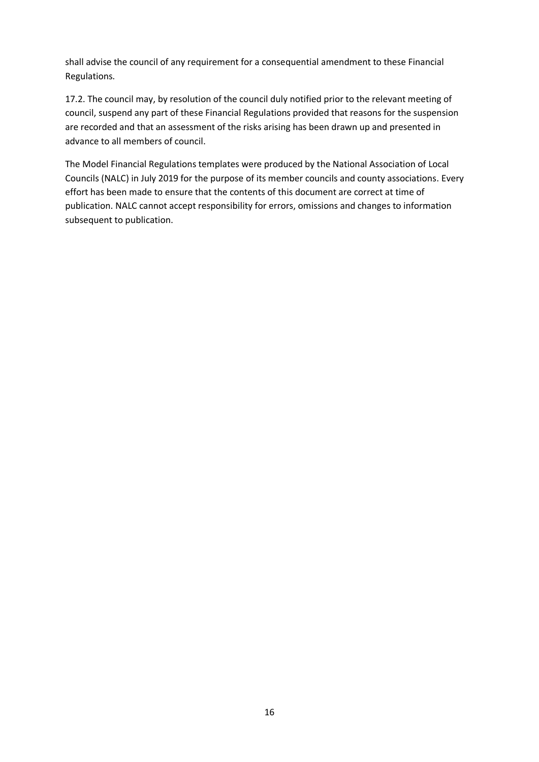shall advise the council of any requirement for a consequential amendment to these Financial Regulations.

17.2. The council may, by resolution of the council duly notified prior to the relevant meeting of council, suspend any part of these Financial Regulations provided that reasons for the suspension are recorded and that an assessment of the risks arising has been drawn up and presented in advance to all members of council.

The Model Financial Regulations templates were produced by the National Association of Local Councils (NALC) in July 2019 for the purpose of its member councils and county associations. Every effort has been made to ensure that the contents of this document are correct at time of publication. NALC cannot accept responsibility for errors, omissions and changes to information subsequent to publication.